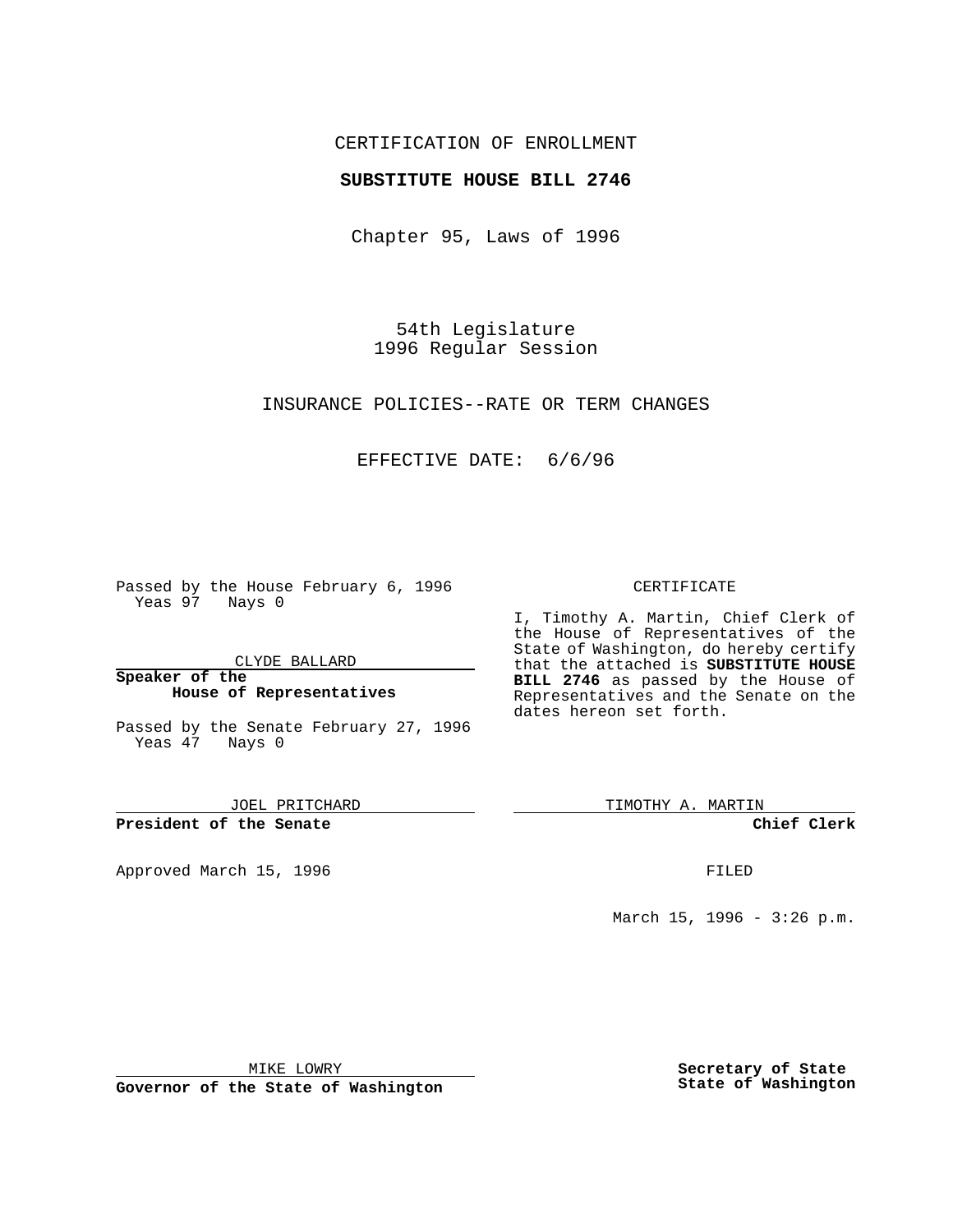CERTIFICATION OF ENROLLMENT

**SUBSTITUTE HOUSE BILL 2746**

Chapter 95, Laws of 1996

54th Legislature
1996 Regular Session

INSURANCE POLICIES--RATE OR TERM CHANGES

EFFECTIVE DATE: 6/6/96

Passed by the House February 6, 1996
Yeas 97 Nays 0

CLYDE BALLARD

**Speaker of the House of Representatives**

Passed by the Senate February 27, 1996
Yeas 47 Nays 0

JOEL PRITCHARD

**President of the Senate**

Approved March 15, 1996

MIKE LOWRY

**Governor of the State of Washington**

CERTIFICATE

I, Timothy A. Martin, Chief Clerk of the House of Representatives of the State of Washington, do hereby certify that the attached is **SUBSTITUTE HOUSE BILL 2746** as passed by the House of Representatives and the Senate on the dates hereon set forth.

TIMOTHY A. MARTIN

**Chief Clerk**

FILED

March 15, 1996 - 3:26 p.m.

**Secretary of State**
**State of Washington**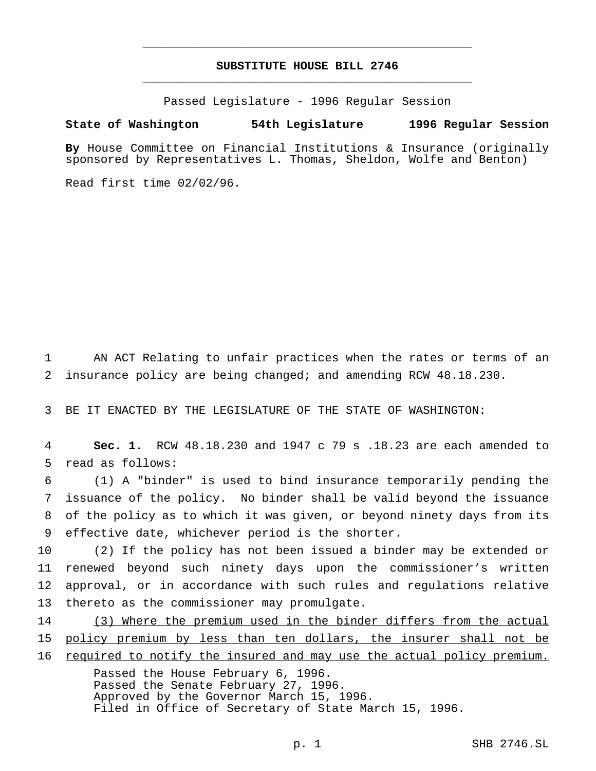# SUBSTITUTE HOUSE BILL 2746

Passed Legislature - 1996 Regular Session

**State of Washington 54th Legislature 1996 Regular Session**

**By** House Committee on Financial Institutions & Insurance (originally sponsored by Representatives L. Thomas, Sheldon, Wolfe and Benton)

Read first time 02/02/96.

AN ACT Relating to unfair practices when the rates or terms of an insurance policy are being changed; and amending RCW 48.18.230.

BE IT ENACTED BY THE LEGISLATURE OF THE STATE OF WASHINGTON:

**Sec. 1.** RCW 48.18.230 and 1947 c 79 s .18.23 are each amended to read as follows:

(1) A "binder" is used to bind insurance temporarily pending the issuance of the policy. No binder shall be valid beyond the issuance of the policy as to which it was given, or beyond ninety days from its effective date, whichever period is the shorter.

(2) If the policy has not been issued a binder may be extended or renewed beyond such ninety days upon the commissioner's written approval, or in accordance with such rules and regulations relative thereto as the commissioner may promulgate.

<u>(3) Where the premium used in the binder differs from the actual policy premium by less than ten dollars, the insurer shall not be required to notify the insured and may use the actual policy premium.</u>

Passed the House February 6, 1996.
Passed the Senate February 27, 1996.
Approved by the Governor March 15, 1996.
Filed in Office of Secretary of State March 15, 1996.